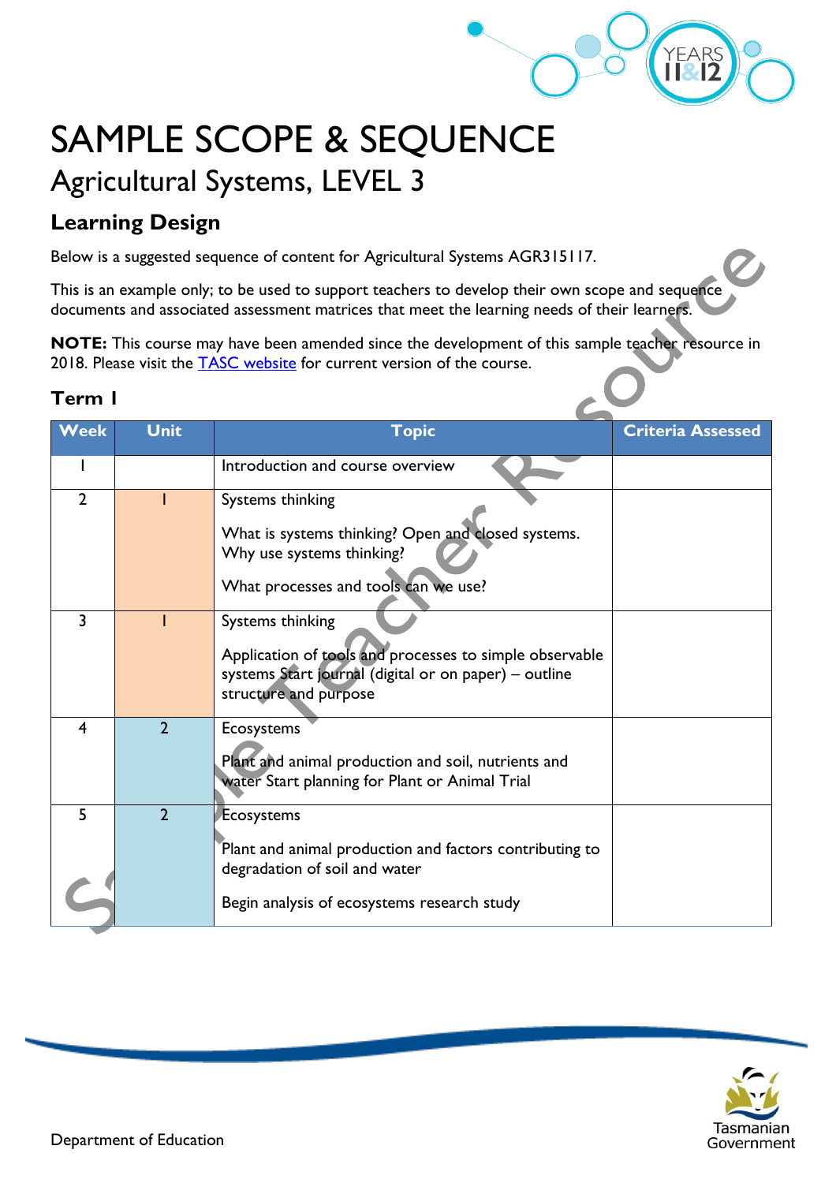# SAMPLE SCOPE & SEQUENCE

## Agricultural Systems, LEVEL 3

### Learning Design

Below is a suggested sequence of content for Agricultural Systems AGR315117.

This is an example only; to be used to support teachers to develop their own scope and sequence documents and associated assessment matrices that meet the learning needs of their learners.

**NOTE:** This course may have been amended since the development of this sample teacher resource in 2018. Please visit the [TASC website](TASC website) for current version of the course.

### Term 1

| Week | Unit | Topic | Criteria Assessed |
|---|---|---|---|
| 1 | | Introduction and course overview | |
| 2 | 1 | Systems thinking<br><br>What is systems thinking? Open and closed systems. Why use systems thinking?<br><br>What processes and tools can we use? | |
| 3 | 1 | Systems thinking<br><br>Application of tools and processes to simple observable systems Start journal (digital or on paper) – outline structure and purpose | |
| 4 | 2 | Ecosystems<br><br>Plant and animal production and soil, nutrients and water Start planning for Plant or Animal Trial | |
| 5 | 2 | Ecosystems<br><br>Plant and animal production and factors contributing to degradation of soil and water<br><br>Begin analysis of ecosystems research study | |

Department of Education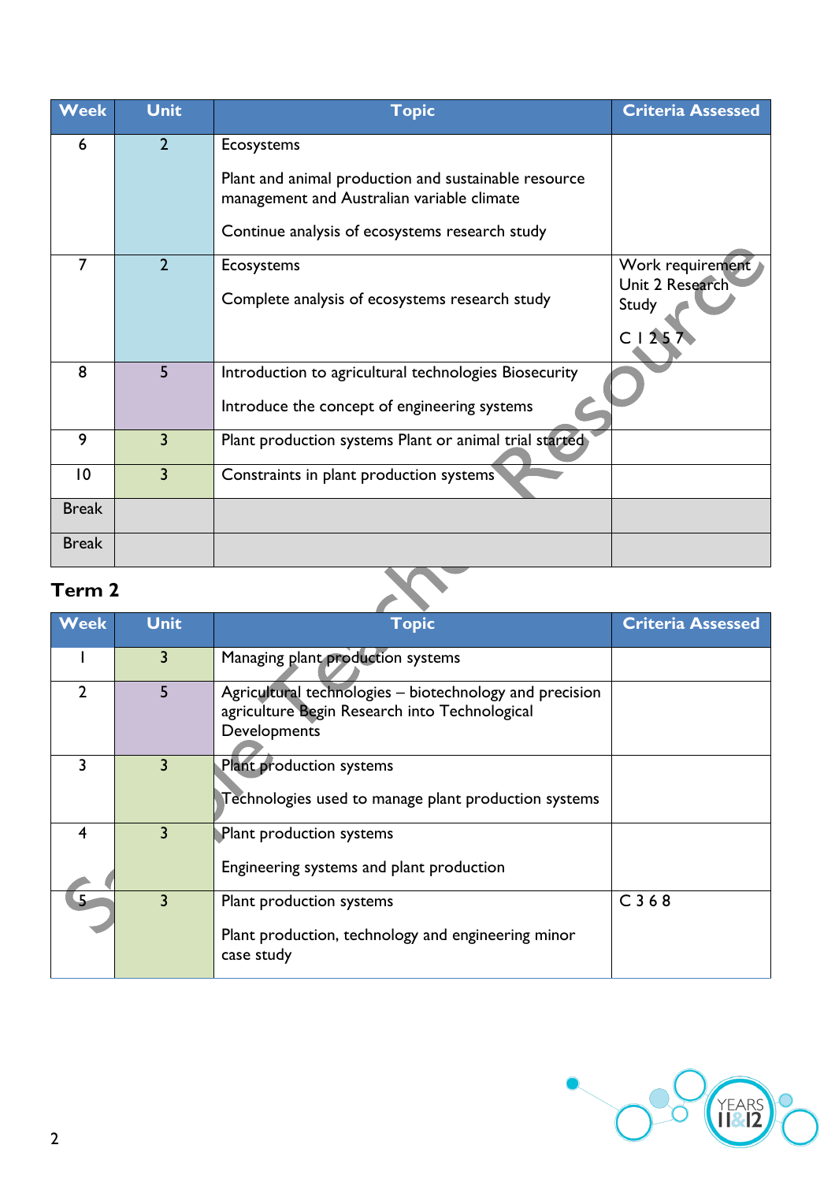| Week | Unit | Topic | Criteria Assessed |
|---|---|---|---|
| 6 | 2 | Ecosystems<br><br>Plant and animal production and sustainable resource management and Australian variable climate<br><br>Continue analysis of ecosystems research study | |
| 7 | 2 | Ecosystems<br><br>Complete analysis of ecosystems research study | Work requirement Unit 2 Research Study<br><br>C 1 2 5 7 |
| 8 | 5 | Introduction to agricultural technologies Biosecurity<br><br>Introduce the concept of engineering systems | |
| 9 | 3 | Plant production systems Plant or animal trial started | |
| 10 | 3 | Constraints in plant production systems | |
| Break | | | |
| Break | | | |

## Term 2

| Week | Unit | Topic | Criteria Assessed |
|---|---|---|---|
| 1 | 3 | Managing plant production systems | |
| 2 | 5 | Agricultural technologies – biotechnology and precision agriculture Begin Research into Technological Developments | |
| 3 | 3 | Plant production systems<br><br>Technologies used to manage plant production systems | |
| 4 | 3 | Plant production systems<br><br>Engineering systems and plant production | |
| 5 | 3 | Plant production systems<br><br>Plant production, technology and engineering minor case study | C 3 6 8 |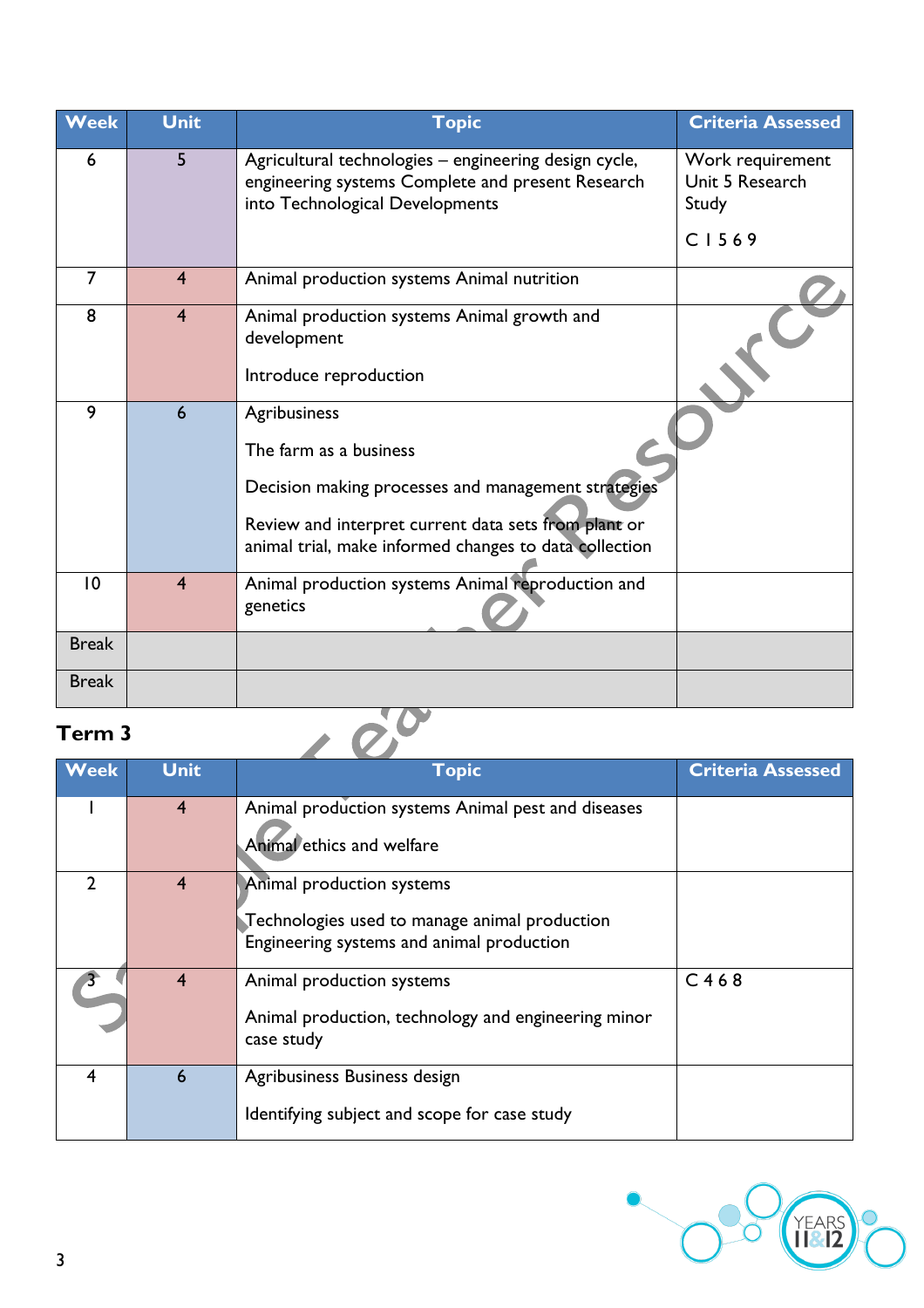| Week | Unit | Topic | Criteria Assessed |
|---|---|---|---|
| 6 | 5 | Agricultural technologies – engineering design cycle, engineering systems Complete and present Research into Technological Developments | Work requirement Unit 5 Research Study<br><br>C 1 5 6 9 |
| 7 | 4 | Animal production systems Animal nutrition | |
| 8 | 4 | Animal production systems Animal growth and development<br><br>Introduce reproduction | |
| 9 | 6 | Agribusiness<br><br>The farm as a business<br><br>Decision making processes and management strategies<br><br>Review and interpret current data sets from plant or animal trial, make informed changes to data collection | |
| 10 | 4 | Animal production systems Animal reproduction and genetics | |
| Break | | | |
| Break | | | |

## Term 3

| Week | Unit | Topic | Criteria Assessed |
|---|---|---|---|
| 1 | 4 | Animal production systems Animal pest and diseases<br><br>Animal ethics and welfare | |
| 2 | 4 | Animal production systems<br><br>Technologies used to manage animal production Engineering systems and animal production | |
| 3 | 4 | Animal production systems<br><br>Animal production, technology and engineering minor case study | C 4 6 8 |
| 4 | 6 | Agribusiness Business design<br><br>Identifying subject and scope for case study | |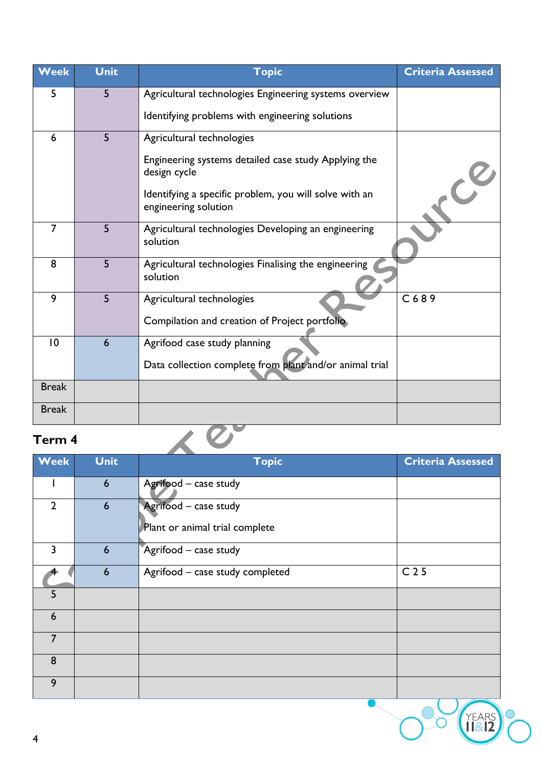| Week | Unit | Topic | Criteria Assessed |
|---|---|---|---|
| 5 | 5 | Agricultural technologies Engineering systems overview<br><br>Identifying problems with engineering solutions | |
| 6 | 5 | Agricultural technologies<br><br>Engineering systems detailed case study Applying the design cycle<br><br>Identifying a specific problem, you will solve with an engineering solution | |
| 7 | 5 | Agricultural technologies Developing an engineering solution | |
| 8 | 5 | Agricultural technologies Finalising the engineering solution | |
| 9 | 5 | Agricultural technologies<br><br>Compilation and creation of Project portfolio | C 6 8 9 |
| 10 | 6 | Agrifood case study planning<br><br>Data collection complete from plant and/or animal trial | |
| Break | | | |
| Break | | | |

## Term 4

| Week | Unit | Topic | Criteria Assessed |
|---|---|---|---|
| 1 | 6 | Agrifood – case study | |
| 2 | 6 | Agrifood – case study<br><br>Plant or animal trial complete | |
| 3 | 6 | Agrifood – case study | |
| 4 | 6 | Agrifood – case study completed | C 2 5 |
| 5 | | | |
| 6 | | | |
| 7 | | | |
| 8 | | | |
| 9 | | | |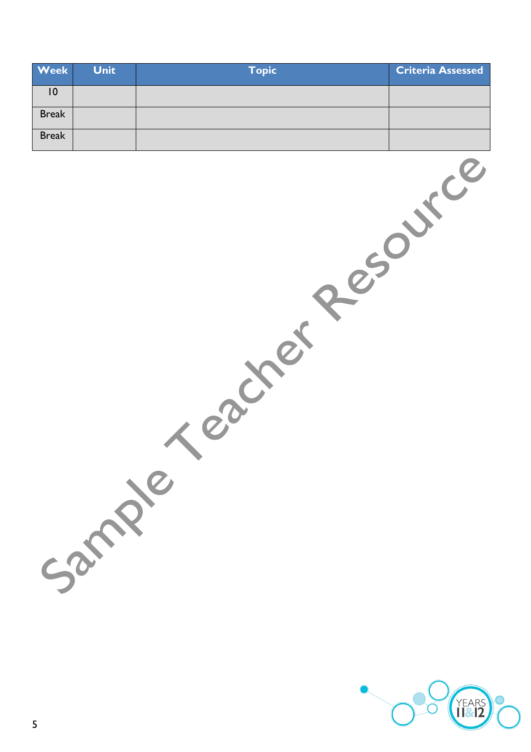| Week | Unit | Topic | Criteria Assessed |
| --- | --- | --- | --- |
| 10 | | | |
| Break | | | |
| Break | | | |

Sample Teacher Resource